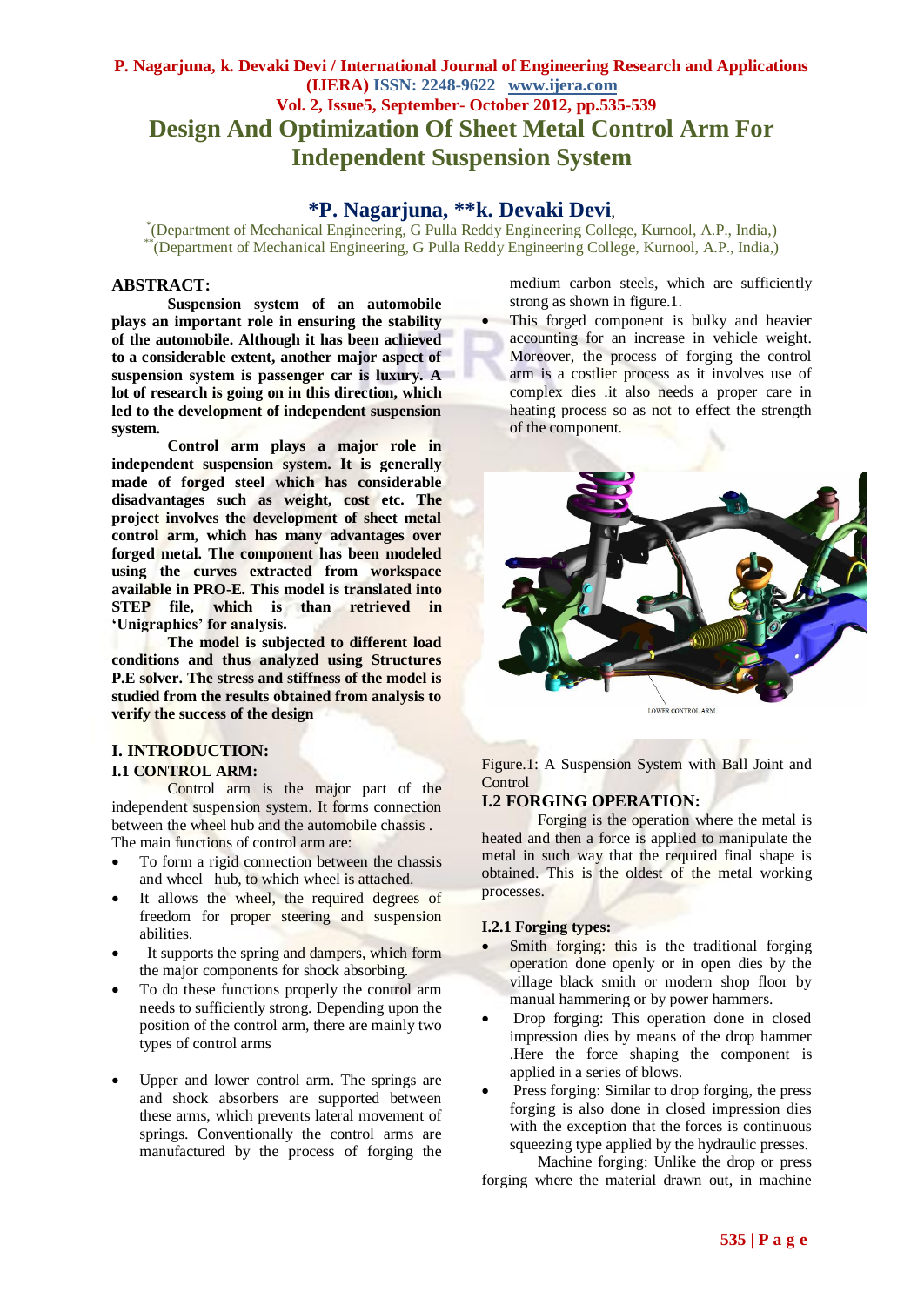# Design And Optimization Of Sheet Metal Control Arm For Independent Suspension System

**\*P. Nagarjuna, \*\*k. Devaki Devi**,

[*](Department of Mechanical Engineering, G Pulla Reddy Engineering College, Kurnool, A.P., India,)
[**](Department of Mechanical Engineering, G Pulla Reddy Engineering College, Kurnool, A.P., India,)

## ABSTRACT:

**Suspension system of an automobile plays an important role in ensuring the stability of the automobile. Although it has been achieved to a considerable extent, another major aspect of suspension system is passenger car is luxury. A lot of research is going on in this direction, which led to the development of independent suspension system.**

**Control arm plays a major role in independent suspension system. It is generally made of forged steel which has considerable disadvantages such as weight, cost etc. The project involves the development of sheet metal control arm, which has many advantages over forged metal. The component has been modeled using the curves extracted from workspace available in PRO-E. This model is translated into STEP file, which is than retrieved in 'Unigraphics' for analysis.**

**The model is subjected to different load conditions and thus analyzed using Structures P.E solver. The stress and stiffness of the model is studied from the results obtained from analysis to verify the success of the design**

## I. INTRODUCTION:

### I.1 CONTROL ARM:

Control arm is the major part of the independent suspension system. It forms connection between the wheel hub and the automobile chassis . The main functions of control arm are:

- To form a rigid connection between the chassis and wheel hub, to which wheel is attached.
- It allows the wheel, the required degrees of freedom for proper steering and suspension abilities.
- It supports the spring and dampers, which form the major components for shock absorbing.
- To do these functions properly the control arm needs to sufficiently strong. Depending upon the position of the control arm, there are mainly two types of control arms

- Upper and lower control arm. The springs are and shock absorbers are supported between these arms, which prevents lateral movement of springs. Conventionally the control arms are manufactured by the process of forging the medium carbon steels, which are sufficiently strong as shown in figure.1.
- This forged component is bulky and heavier accounting for an increase in vehicle weight. Moreover, the process of forging the control arm is a costlier process as it involves use of complex dies .it also needs a proper care in heating process so as not to effect the strength of the component.

LOWER CONTROL ARM

Figure.1: A Suspension System with Ball Joint and Control

### I.2 FORGING OPERATION:

Forging is the operation where the metal is heated and then a force is applied to manipulate the metal in such way that the required final shape is obtained. This is the oldest of the metal working processes.

#### I.2.1 Forging types:

- Smith forging: this is the traditional forging operation done openly or in open dies by the village black smith or modern shop floor by manual hammering or by power hammers.
- Drop forging: This operation done in closed impression dies by means of the drop hammer .Here the force shaping the component is applied in a series of blows.
- Press forging: Similar to drop forging, the press forging is also done in closed impression dies with the exception that the forces is continuous squeezing type applied by the hydraulic presses.

Machine forging: Unlike the drop or press forging where the material drawn out, in machine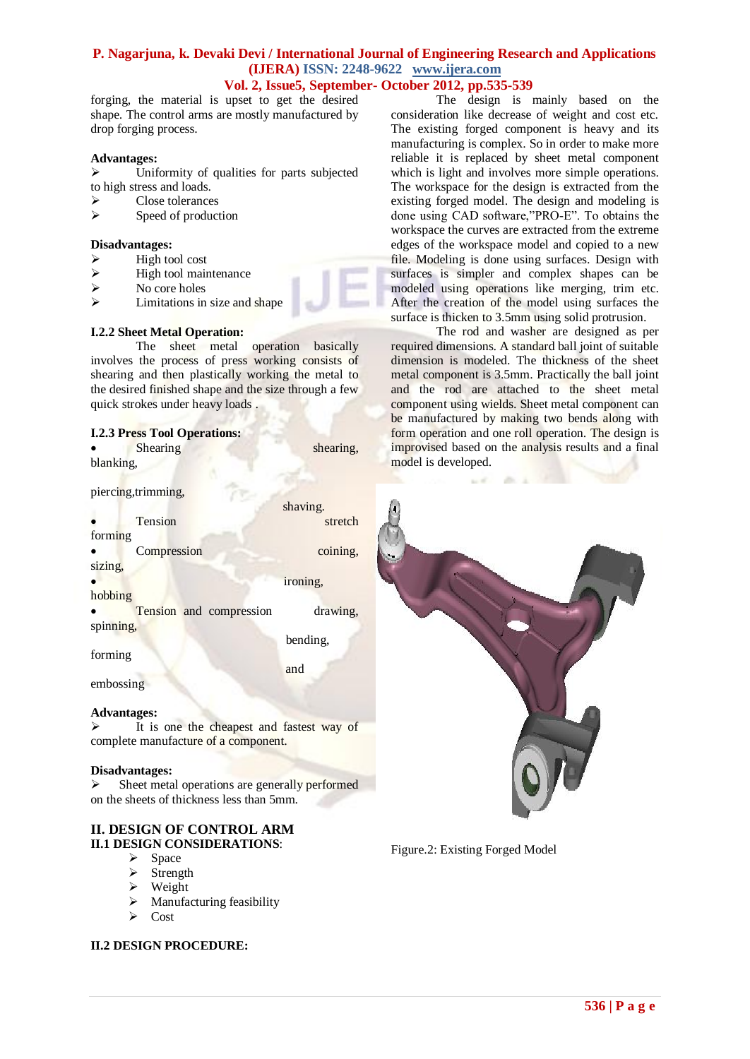forging, the material is upset to get the desired shape. The control arms are mostly manufactured by drop forging process.

**Advantages:**

- Uniformity of qualities for parts subjected to high stress and loads.
- Close tolerances
- Speed of production

**Disadvantages:**

- High tool cost
- High tool maintenance
- No core holes
- Limitations in size and shape

### I.2.2 Sheet Metal Operation:

The sheet metal operation basically involves the process of press working consists of shearing and then plastically working the metal to the desired finished shape and the size through a few quick strokes under heavy loads .

### I.2.3 Press Tool Operations:

- Shearing — shearing, blanking, piercing,trimming, shaving.
- Tension — stretch forming
- Compression — coining, sizing, ironing, hobbing
- Tension and compression — drawing, spinning, bending, forming and embossing

**Advantages:**

- It is one the cheapest and fastest way of complete manufacture of a component.

**Disadvantages:**

- Sheet metal operations are generally performed on the sheets of thickness less than 5mm.

## II. DESIGN OF CONTROL ARM

### II.1 DESIGN CONSIDERATIONS:

- Space
- Strength
- Weight
- Manufacturing feasibility
- Cost

### II.2 DESIGN PROCEDURE:

The design is mainly based on the consideration like decrease of weight and cost etc. The existing forged component is heavy and its manufacturing is complex. So in order to make more reliable it is replaced by sheet metal component which is light and involves more simple operations. The workspace for the design is extracted from the existing forged model. The design and modeling is done using CAD software,"PRO-E". To obtains the workspace the curves are extracted from the extreme edges of the workspace model and copied to a new file. Modeling is done using surfaces. Design with surfaces is simpler and complex shapes can be modeled using operations like merging, trim etc. After the creation of the model using surfaces the surface is thicken to 3.5mm using solid protrusion.

The rod and washer are designed as per required dimensions. A standard ball joint of suitable dimension is modeled. The thickness of the sheet metal component is 3.5mm. Practically the ball joint and the rod are attached to the sheet metal component using wields. Sheet metal component can be manufactured by making two bends along with form operation and one roll operation. The design is improvised based on the analysis results and a final model is developed.

Figure.2: Existing Forged Model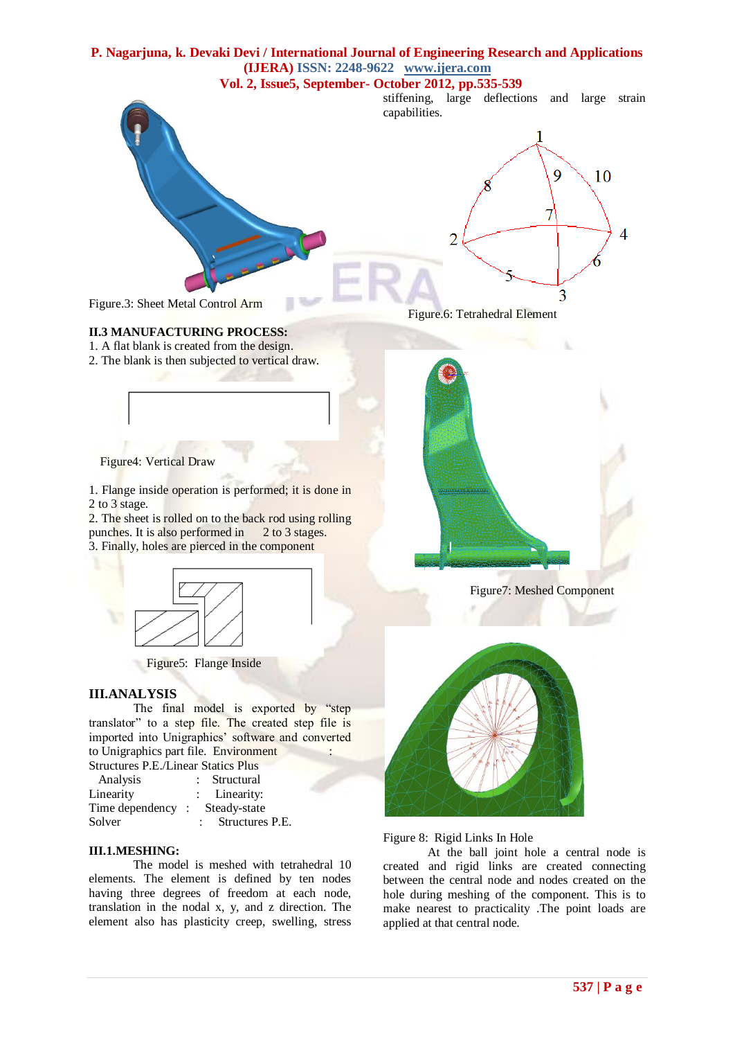stiffening, large deflections and large strain capabilities.

Figure.3: Sheet Metal Control Arm

Figure.6: Tetrahedral Element

### II.3 MANUFACTURING PROCESS:

1. A flat blank is created from the design.
2. The blank is then subjected to vertical draw.

Figure4: Vertical Draw

1. Flange inside operation is performed; it is done in 2 to 3 stage.
2. The sheet is rolled on to the back rod using rolling punches. It is also performed in 2 to 3 stages.
3. Finally, holes are pierced in the component

Figure5: Flange Inside

Figure7: Meshed Component

## III.ANALYSIS

The final model is exported by "step translator" to a step file. The created step file is imported into Unigraphics' software and converted to Unigraphics part file.

| | | |
|---|---|---|
| Environment | : | Structures P.E./Linear Statics Plus |
| Analysis | : | Structural |
| Linearity | : | Linearity: |
| Time dependency | : | Steady-state |
| Solver | : | Structures P.E. |

### III.1.MESHING:

The model is meshed with tetrahedral 10 elements. The element is defined by ten nodes having three degrees of freedom at each node, translation in the nodal x, y, and z direction. The element also has plasticity creep, swelling, stress

Figure 8: Rigid Links In Hole

At the ball joint hole a central node is created and rigid links are created connecting between the central node and nodes created on the hole during meshing of the component. This is to make nearest to practicality .The point loads are applied at that central node.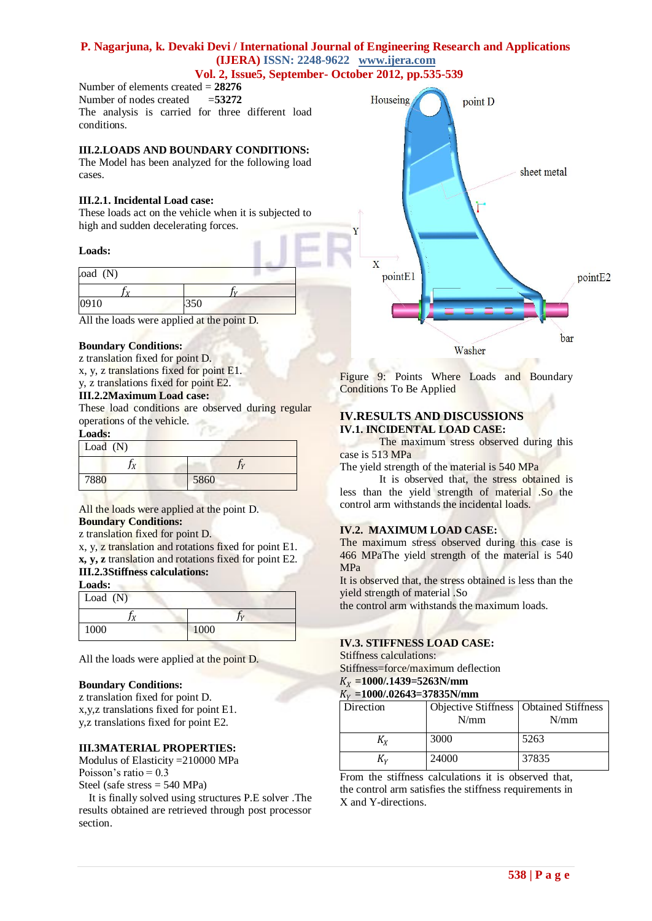Number of elements created = **28276**
Number of nodes created =**53272**
The analysis is carried for three different load conditions.

### III.2.LOADS AND BOUNDARY CONDITIONS:

The Model has been analyzed for the following load cases.

#### III.2.1. Incidental Load case:

These loads act on the vehicle when it is subjected to high and sudden decelerating forces.

**Loads:**

| Load (N) | |
|---|---|
| $f_X$ | $f_Y$ |
| 0910 | 350 |

All the loads were applied at the point D.

**Boundary Conditions:**
z translation fixed for point D.
x, y, z translations fixed for point E1.
y, z translations fixed for point E2.

#### III.2.2Maximum Load case:

These load conditions are observed during regular operations of the vehicle.

**Loads:**

| Load (N) | |
|---|---|
| $f_X$ | $f_Y$ |
| 7880 | 5860 |

All the loads were applied at the point D.

**Boundary Conditions:**
z translation fixed for point D.
x, y, z translation and rotations fixed for point E1.
**x, y, z** translation and rotations fixed for point E2.

#### III.2.3Stiffness calculations:

**Loads:**

| Load (N) | |
|---|---|
| $f_X$ | $f_Y$ |
| 1000 | 1000 |

All the loads were applied at the point D.

**Boundary Conditions:**
z translation fixed for point D.
x,y,z translations fixed for point E1.
y,z translations fixed for point E2.

### III.3MATERIAL PROPERTIES:

Modulus of Elasticity =210000 MPa
Poisson's ratio = 0.3
Steel (safe stress = 540 MPa)
It is finally solved using structures P.E solver .The results obtained are retrieved through post processor section.

Figure 9: Points Where Loads and Boundary Conditions To Be Applied

## IV.RESULTS AND DISCUSSIONS

### IV.1. INCIDENTAL LOAD CASE:

The maximum stress observed during this case is 513 MPa
The yield strength of the material is 540 MPa
It is observed that, the stress obtained is less than the yield strength of material .So the control arm withstands the incidental loads.

### IV.2. MAXIMUM LOAD CASE:

The maximum stress observed during this case is 466 MPaThe yield strength of the material is 540 MPa
It is observed that, the stress obtained is less than the yield strength of material .So the control arm withstands the maximum loads.

### IV.3. STIFFNESS LOAD CASE:

Stiffness calculations:
Stiffness=force/maximum deflection
$K_X$ **=1000/.1439=5263N/mm**
$K_Y$ **=1000/.02643=37835N/mm**

| Direction | Objective Stiffness N/mm | Obtained Stiffness N/mm |
|---|---|---|
| $K_X$ | 3000 | 5263 |
| $K_Y$ | 24000 | 37835 |

From the stiffness calculations it is observed that, the control arm satisfies the stiffness requirements in X and Y-directions.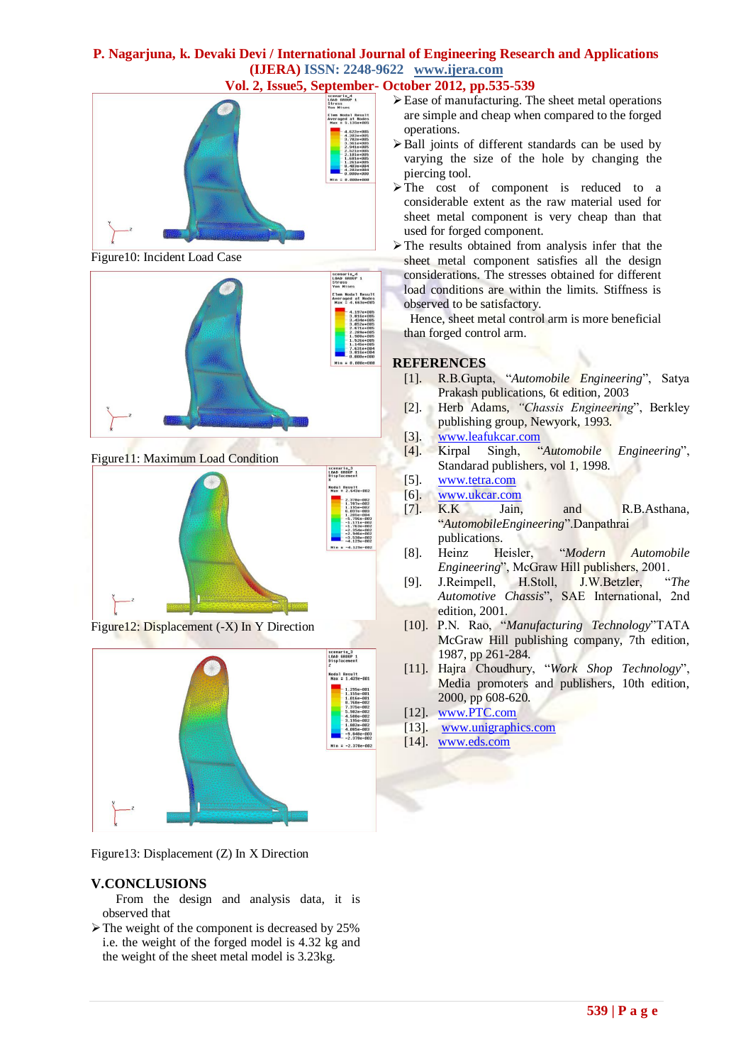Figure10: Incident Load Case

Figure11: Maximum Load Condition

Figure12: Displacement (-X) In Y Direction

Figure13: Displacement (Z) In X Direction

## V.CONCLUSIONS

From the design and analysis data, it is observed that

- The weight of the component is decreased by 25% i.e. the weight of the forged model is 4.32 kg and the weight of the sheet metal model is 3.23kg.
- Ease of manufacturing. The sheet metal operations are simple and cheap when compared to the forged operations.
- Ball joints of different standards can be used by varying the size of the hole by changing the piercing tool.
- The cost of component is reduced to a considerable extent as the raw material used for sheet metal component is very cheap than that used for forged component.
- The results obtained from analysis infer that the sheet metal component satisfies all the design considerations. The stresses obtained for different load conditions are within the limits. Stiffness is observed to be satisfactory.

Hence, sheet metal control arm is more beneficial than forged control arm.

## REFERENCES

[1]. R.B.Gupta, "*Automobile Engineering*", Satya Prakash publications, 6t edition, 2003

[2]. Herb Adams, *"Chassis Engineering*", Berkley publishing group, Newyork, 1993.

[3]. www.leafukcar.com

[4]. Kirpal Singh, "*Automobile Engineering*", Standarad publishers, vol 1, 1998.

[5]. www.tetra.com

[6]. www.ukcar.com

[7]. K.K Jain, and R.B.Asthana, "*AutomobileEngineering*".Danpathrai publications.

[8]. Heinz Heisler, "*Modern Automobile Engineering*", McGraw Hill publishers, 2001.

[9]. J.Reimpell, H.Stoll, J.W.Betzler, "*The Automotive Chassis*", SAE International, 2nd edition, 2001.

[10]. P.N. Rao, "*Manufacturing Technology*"TATA McGraw Hill publishing company, 7th edition, 1987, pp 261-284.

[11]. Hajra Choudhury, "*Work Shop Technology*", Media promoters and publishers, 10th edition, 2000, pp 608-620.

[12]. www.PTC.com

[13]. www.unigraphics.com

[14]. www.eds.com